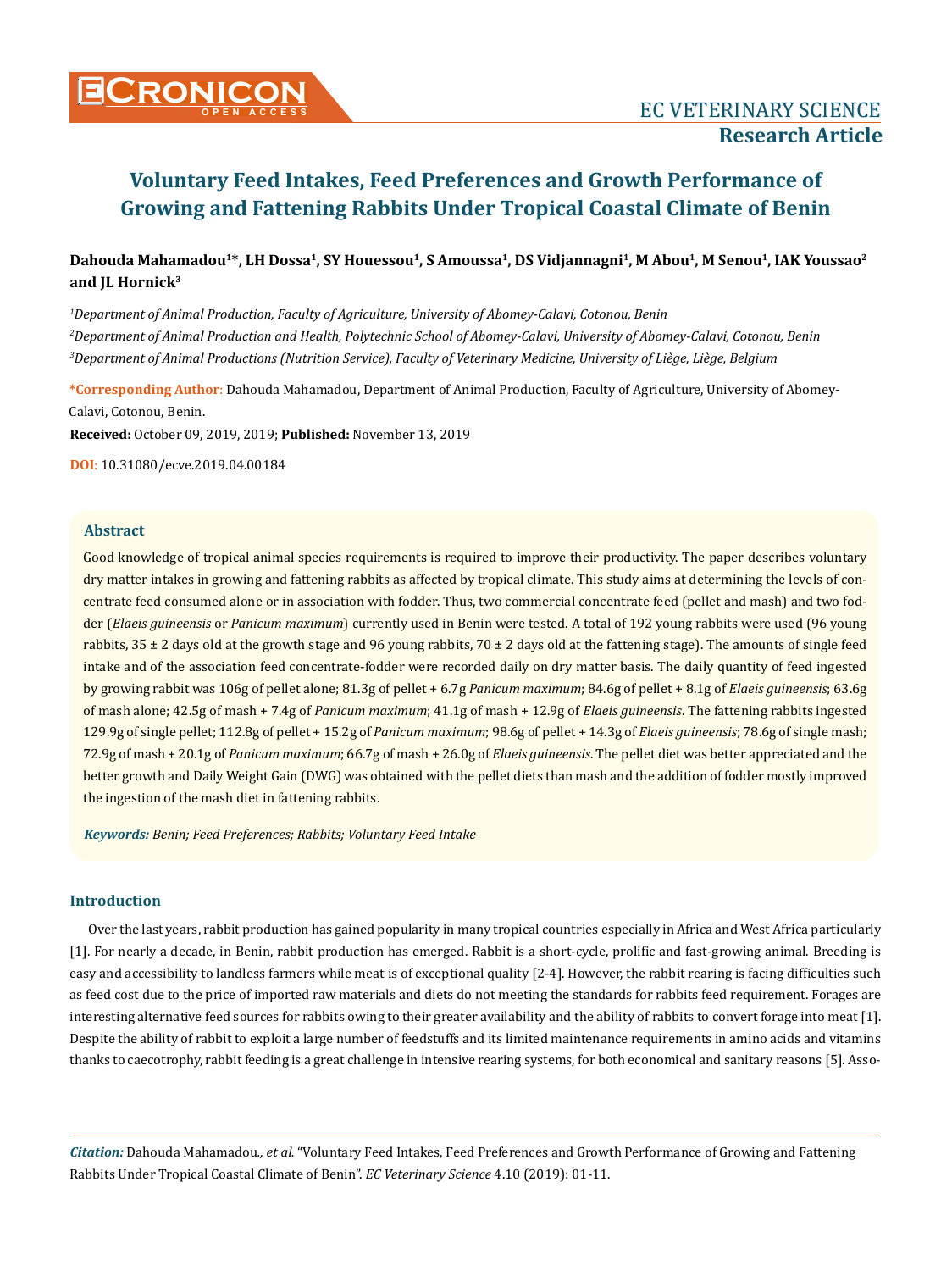# Voluntary Feed Intakes, Feed Preferences and Growth Performance of Growing and Fattening Rabbits Under Tropical Coastal Climate of Benin

**Dahouda Mahamadou[1]*, LH Dossa[1], SY Houessou[1], S Amoussa[1], DS Vidjannagni[1], M Abou[1], M Senou[1], IAK Youssao[2] and JL Hornick[3]**

*[1]Department of Animal Production, Faculty of Agriculture, University of Abomey-Calavi, Cotonou, Benin*

*[2]Department of Animal Production and Health, Polytechnic School of Abomey-Calavi, University of Abomey-Calavi, Cotonou, Benin*

*[3]Department of Animal Productions (Nutrition Service), Faculty of Veterinary Medicine, University of Liège, Liège, Belgium*

**\*Corresponding Author**: Dahouda Mahamadou, Department of Animal Production, Faculty of Agriculture, University of Abomey-Calavi, Cotonou, Benin.

**Received:** October 09, 2019, 2019; **Published:** November 13, 2019

**DOI**: 10.31080/ecve.2019.04.00184

## Abstract

Good knowledge of tropical animal species requirements is required to improve their productivity. The paper describes voluntary dry matter intakes in growing and fattening rabbits as affected by tropical climate. This study aims at determining the levels of concentrate feed consumed alone or in association with fodder. Thus, two commercial concentrate feed (pellet and mash) and two fodder (*Elaeis guineensis* or *Panicum maximum*) currently used in Benin were tested. A total of 192 young rabbits were used (96 young rabbits, 35 ± 2 days old at the growth stage and 96 young rabbits, 70 ± 2 days old at the fattening stage). The amounts of single feed intake and of the association feed concentrate-fodder were recorded daily on dry matter basis. The daily quantity of feed ingested by growing rabbit was 106g of pellet alone; 81.3g of pellet + 6.7g *Panicum maximum*; 84.6g of pellet + 8.1g of *Elaeis guineensis*; 63.6g of mash alone; 42.5g of mash + 7.4g of *Panicum maximum*; 41.1g of mash + 12.9g of *Elaeis guineensis*. The fattening rabbits ingested 129.9g of single pellet; 112.8g of pellet + 15.2g of *Panicum maximum*; 98.6g of pellet + 14.3g of *Elaeis guineensis*; 78.6g of single mash; 72.9g of mash + 20.1g of *Panicum maximum*; 66.7g of mash + 26.0g of *Elaeis guineensis*. The pellet diet was better appreciated and the better growth and Daily Weight Gain (DWG) was obtained with the pellet diets than mash and the addition of fodder mostly improved the ingestion of the mash diet in fattening rabbits.

***Keywords:*** *Benin; Feed Preferences; Rabbits; Voluntary Feed Intake*

## Introduction

Over the last years, rabbit production has gained popularity in many tropical countries especially in Africa and West Africa particularly [1]. For nearly a decade, in Benin, rabbit production has emerged. Rabbit is a short-cycle, prolific and fast-growing animal. Breeding is easy and accessibility to landless farmers while meat is of exceptional quality [2-4]. However, the rabbit rearing is facing difficulties such as feed cost due to the price of imported raw materials and diets do not meeting the standards for rabbits feed requirement. Forages are interesting alternative feed sources for rabbits owing to their greater availability and the ability of rabbits to convert forage into meat [1]. Despite the ability of rabbit to exploit a large number of feedstuffs and its limited maintenance requirements in amino acids and vitamins thanks to caecotrophy, rabbit feeding is a great challenge in intensive rearing systems, for both economical and sanitary reasons [5]. Asso-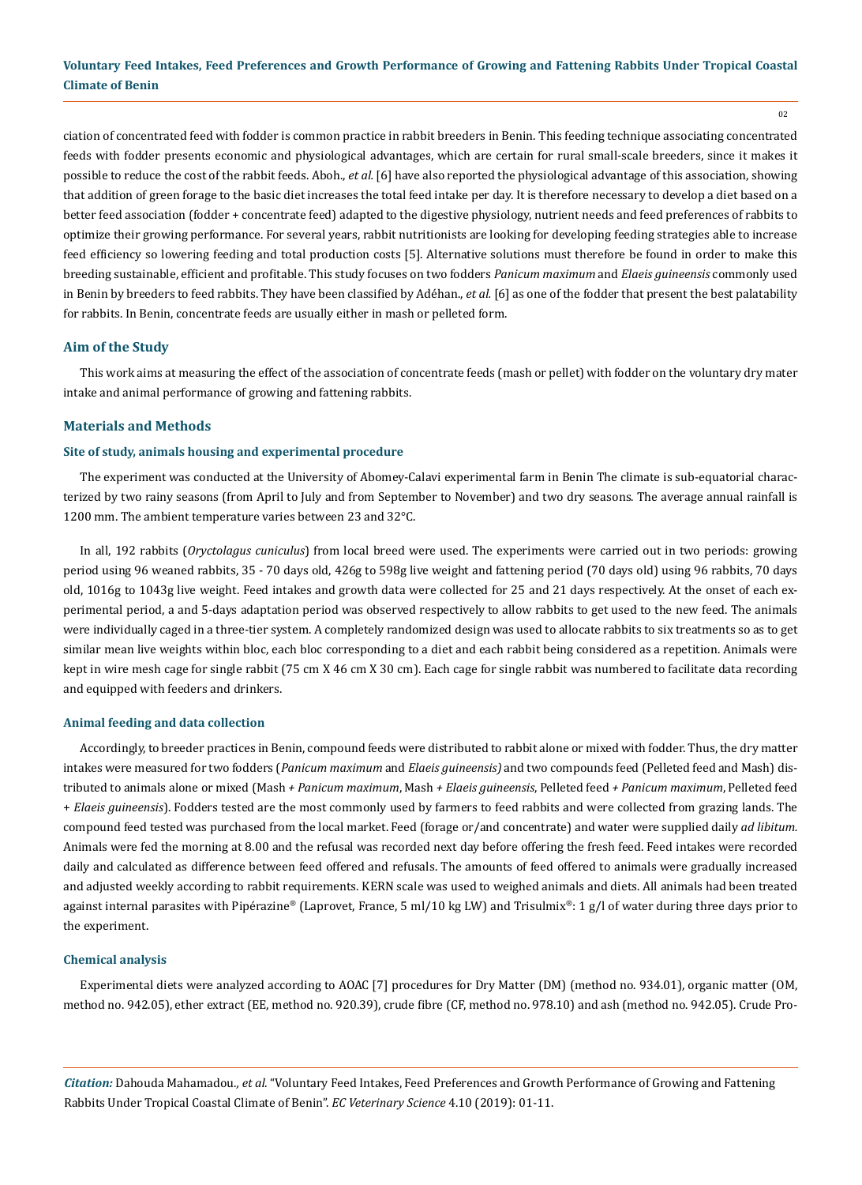ciation of concentrated feed with fodder is common practice in rabbit breeders in Benin. This feeding technique associating concentrated feeds with fodder presents economic and physiological advantages, which are certain for rural small-scale breeders, since it makes it possible to reduce the cost of the rabbit feeds. Aboh., *et al.* [6] have also reported the physiological advantage of this association, showing that addition of green forage to the basic diet increases the total feed intake per day. It is therefore necessary to develop a diet based on a better feed association (fodder + concentrate feed) adapted to the digestive physiology, nutrient needs and feed preferences of rabbits to optimize their growing performance. For several years, rabbit nutritionists are looking for developing feeding strategies able to increase feed efficiency so lowering feeding and total production costs [5]. Alternative solutions must therefore be found in order to make this breeding sustainable, efficient and profitable. This study focuses on two fodders *Panicum maximum* and *Elaeis guineensis* commonly used in Benin by breeders to feed rabbits. They have been classified by Adéhan., *et al.* [6] as one of the fodder that present the best palatability for rabbits. In Benin, concentrate feeds are usually either in mash or pelleted form.

## Aim of the Study

This work aims at measuring the effect of the association of concentrate feeds (mash or pellet) with fodder on the voluntary dry mater intake and animal performance of growing and fattening rabbits.

## Materials and Methods

### Site of study, animals housing and experimental procedure

The experiment was conducted at the University of Abomey-Calavi experimental farm in Benin The climate is sub-equatorial characterized by two rainy seasons (from April to July and from September to November) and two dry seasons. The average annual rainfall is 1200 mm. The ambient temperature varies between 23 and 32°C.

In all, 192 rabbits (*Oryctolagus cuniculus*) from local breed were used. The experiments were carried out in two periods: growing period using 96 weaned rabbits, 35 - 70 days old, 426g to 598g live weight and fattening period (70 days old) using 96 rabbits, 70 days old, 1016g to 1043g live weight. Feed intakes and growth data were collected for 25 and 21 days respectively. At the onset of each experimental period, a and 5-days adaptation period was observed respectively to allow rabbits to get used to the new feed. The animals were individually caged in a three-tier system. A completely randomized design was used to allocate rabbits to six treatments so as to get similar mean live weights within bloc, each bloc corresponding to a diet and each rabbit being considered as a repetition. Animals were kept in wire mesh cage for single rabbit (75 cm X 46 cm X 30 cm). Each cage for single rabbit was numbered to facilitate data recording and equipped with feeders and drinkers.

### Animal feeding and data collection

Accordingly, to breeder practices in Benin, compound feeds were distributed to rabbit alone or mixed with fodder. Thus, the dry matter intakes were measured for two fodders (*Panicum maximum* and *Elaeis guineensis)* and two compounds feed (Pelleted feed and Mash) distributed to animals alone or mixed (Mash + *Panicum maximum*, Mash + *Elaeis guineensis*, Pelleted feed + *Panicum maximum*, Pelleted feed + *Elaeis guineensis*). Fodders tested are the most commonly used by farmers to feed rabbits and were collected from grazing lands. The compound feed tested was purchased from the local market. Feed (forage or/and concentrate) and water were supplied daily *ad libitum.* Animals were fed the morning at 8.00 and the refusal was recorded next day before offering the fresh feed. Feed intakes were recorded daily and calculated as difference between feed offered and refusals. The amounts of feed offered to animals were gradually increased and adjusted weekly according to rabbit requirements. KERN scale was used to weighed animals and diets. All animals had been treated against internal parasites with Pipérazine® (Laprovet, France, 5 ml/10 kg LW) and Trisulmix®: 1 g/l of water during three days prior to the experiment.

### Chemical analysis

Experimental diets were analyzed according to AOAC [7] procedures for Dry Matter (DM) (method no. 934.01), organic matter (OM, method no. 942.05), ether extract (EE, method no. 920.39), crude fibre (CF, method no. 978.10) and ash (method no. 942.05). Crude Pro-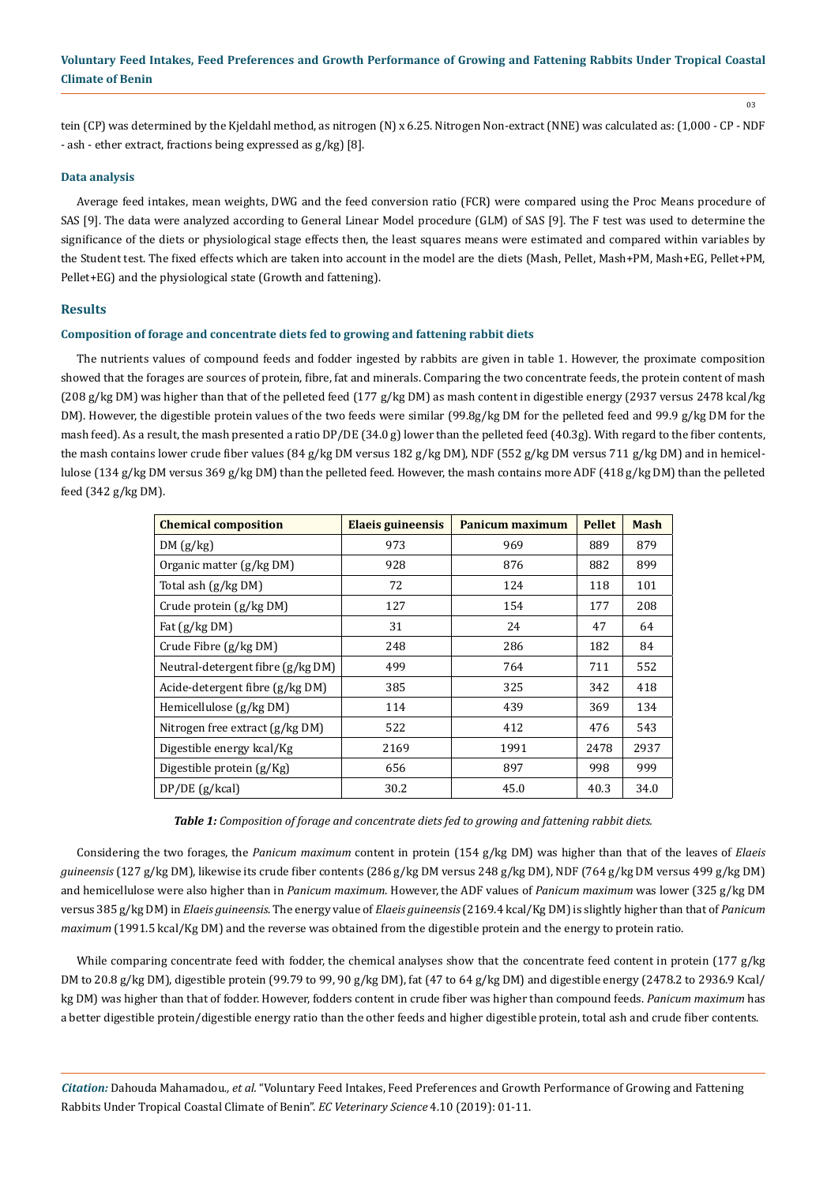tein (CP) was determined by the Kjeldahl method, as nitrogen (N) x 6.25. Nitrogen Non-extract (NNE) was calculated as: (1,000 - CP - NDF - ash - ether extract, fractions being expressed as g/kg) [8].

### Data analysis

Average feed intakes, mean weights, DWG and the feed conversion ratio (FCR) were compared using the Proc Means procedure of SAS [9]. The data were analyzed according to General Linear Model procedure (GLM) of SAS [9]. The F test was used to determine the significance of the diets or physiological stage effects then, the least squares means were estimated and compared within variables by the Student test. The fixed effects which are taken into account in the model are the diets (Mash, Pellet, Mash+PM, Mash+EG, Pellet+PM, Pellet+EG) and the physiological state (Growth and fattening).

## Results

### Composition of forage and concentrate diets fed to growing and fattening rabbit diets

The nutrients values of compound feeds and fodder ingested by rabbits are given in table 1. However, the proximate composition showed that the forages are sources of protein, fibre, fat and minerals. Comparing the two concentrate feeds, the protein content of mash (208 g/kg DM) was higher than that of the pelleted feed (177 g/kg DM) as mash content in digestible energy (2937 versus 2478 kcal/kg DM). However, the digestible protein values of the two feeds were similar (99.8g/kg DM for the pelleted feed and 99.9 g/kg DM for the mash feed). As a result, the mash presented a ratio DP/DE (34.0 g) lower than the pelleted feed (40.3g). With regard to the fiber contents, the mash contains lower crude fiber values (84 g/kg DM versus 182 g/kg DM), NDF (552 g/kg DM versus 711 g/kg DM) and in hemicellulose (134 g/kg DM versus 369 g/kg DM) than the pelleted feed. However, the mash contains more ADF (418 g/kg DM) than the pelleted feed (342 g/kg DM).

| Chemical composition | Elaeis guineensis | Panicum maximum | Pellet | Mash |
|---|---|---|---|---|
| DM (g/kg) | 973 | 969 | 889 | 879 |
| Organic matter (g/kg DM) | 928 | 876 | 882 | 899 |
| Total ash (g/kg DM) | 72 | 124 | 118 | 101 |
| Crude protein (g/kg DM) | 127 | 154 | 177 | 208 |
| Fat (g/kg DM) | 31 | 24 | 47 | 64 |
| Crude Fibre (g/kg DM) | 248 | 286 | 182 | 84 |
| Neutral-detergent fibre (g/kg DM) | 499 | 764 | 711 | 552 |
| Acide-detergent fibre (g/kg DM) | 385 | 325 | 342 | 418 |
| Hemicellulose (g/kg DM) | 114 | 439 | 369 | 134 |
| Nitrogen free extract (g/kg DM) | 522 | 412 | 476 | 543 |
| Digestible energy kcal/Kg | 2169 | 1991 | 2478 | 2937 |
| Digestible protein (g/Kg) | 656 | 897 | 998 | 999 |
| DP/DE (g/kcal) | 30.2 | 45.0 | 40.3 | 34.0 |

***Table 1:*** *Composition of forage and concentrate diets fed to growing and fattening rabbit diets.*

Considering the two forages, the *Panicum maximum* content in protein (154 g/kg DM) was higher than that of the leaves of *Elaeis guineensis* (127 g/kg DM), likewise its crude fiber contents (286 g/kg DM versus 248 g/kg DM), NDF (764 g/kg DM versus 499 g/kg DM) and hemicellulose were also higher than in *Panicum maximum*. However, the ADF values of *Panicum maximum* was lower (325 g/kg DM versus 385 g/kg DM) in *Elaeis guineensis*. The energy value of *Elaeis guineensis* (2169.4 kcal/Kg DM) is slightly higher than that of *Panicum maximum* (1991.5 kcal/Kg DM) and the reverse was obtained from the digestible protein and the energy to protein ratio.

While comparing concentrate feed with fodder, the chemical analyses show that the concentrate feed content in protein (177 g/kg DM to 20.8 g/kg DM), digestible protein (99.79 to 99, 90 g/kg DM), fat (47 to 64 g/kg DM) and digestible energy (2478.2 to 2936.9 Kcal/kg DM) was higher than that of fodder. However, fodders content in crude fiber was higher than compound feeds. *Panicum maximum* has a better digestible protein/digestible energy ratio than the other feeds and higher digestible protein, total ash and crude fiber contents.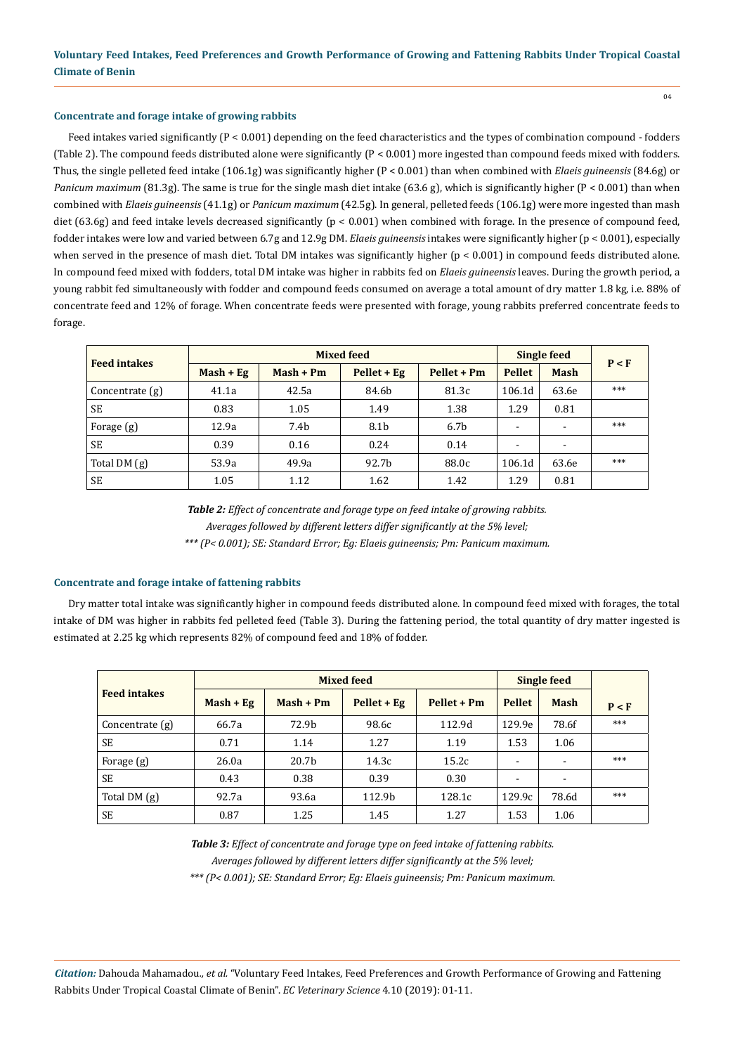### Concentrate and forage intake of growing rabbits

Feed intakes varied significantly ($P < 0.001$) depending on the feed characteristics and the types of combination compound - fodders (Table 2). The compound feeds distributed alone were significantly ($P < 0.001$) more ingested than compound feeds mixed with fodders. Thus, the single pelleted feed intake (106.1g) was significantly higher ($P < 0.001$) than when combined with *Elaeis guineensis* (84.6g) or *Panicum maximum* (81.3g). The same is true for the single mash diet intake (63.6 g), which is significantly higher ($P < 0.001$) than when combined with *Elaeis guineensis* (41.1g) or *Panicum maximum* (42.5g). In general, pelleted feeds (106.1g) were more ingested than mash diet (63.6g) and feed intake levels decreased significantly ($p < 0.001$) when combined with forage. In the presence of compound feed, fodder intakes were low and varied between 6.7g and 12.9g DM. *Elaeis guineensis* intakes were significantly higher ($p < 0.001$), especially when served in the presence of mash diet. Total DM intakes was significantly higher ($p < 0.001$) in compound feeds distributed alone. In compound feed mixed with fodders, total DM intake was higher in rabbits fed on *Elaeis guineensis* leaves. During the growth period, a young rabbit fed simultaneously with fodder and compound feeds consumed on average a total amount of dry matter 1.8 kg, i.e. 88% of concentrate feed and 12% of forage. When concentrate feeds were presented with forage, young rabbits preferred concentrate feeds to forage.

| Feed intakes | Mixed feed | | | | Single feed | | P < F |
|---|---|---|---|---|---|---|---|
| | Mash + Eg | Mash + Pm | Pellet + Eg | Pellet + Pm | Pellet | Mash | |
| Concentrate (g) | 41.1a | 42.5a | 84.6b | 81.3c | 106.1d | 63.6e | *** |
| SE | 0.83 | 1.05 | 1.49 | 1.38 | 1.29 | 0.81 | |
| Forage (g) | 12.9a | 7.4b | 8.1b | 6.7b | - | - | *** |
| SE | 0.39 | 0.16 | 0.24 | 0.14 | - | - | |
| Total DM (g) | 53.9a | 49.9a | 92.7b | 88.0c | 106.1d | 63.6e | *** |
| SE | 1.05 | 1.12 | 1.62 | 1.42 | 1.29 | 0.81 | |

***Table 2:*** *Effect of concentrate and forage type on feed intake of growing rabbits.*
*Averages followed by different letters differ significantly at the 5% level;*
*\*\*\* (P< 0.001); SE: Standard Error; Eg: Elaeis guineensis; Pm: Panicum maximum.*

### Concentrate and forage intake of fattening rabbits

Dry matter total intake was significantly higher in compound feeds distributed alone. In compound feed mixed with forages, the total intake of DM was higher in rabbits fed pelleted feed (Table 3). During the fattening period, the total quantity of dry matter ingested is estimated at 2.25 kg which represents 82% of compound feed and 18% of fodder.

| Feed intakes | Mixed feed | | | | Single feed | | P < F |
|---|---|---|---|---|---|---|---|
| | Mash + Eg | Mash + Pm | Pellet + Eg | Pellet + Pm | Pellet | Mash | |
| Concentrate (g) | 66.7a | 72.9b | 98.6c | 112.9d | 129.9e | 78.6f | *** |
| SE | 0.71 | 1.14 | 1.27 | 1.19 | 1.53 | 1.06 | |
| Forage (g) | 26.0a | 20.7b | 14.3c | 15.2c | - | - | *** |
| SE | 0.43 | 0.38 | 0.39 | 0.30 | - | - | |
| Total DM (g) | 92.7a | 93.6a | 112.9b | 128.1c | 129.9c | 78.6d | *** |
| SE | 0.87 | 1.25 | 1.45 | 1.27 | 1.53 | 1.06 | |

***Table 3:*** *Effect of concentrate and forage type on feed intake of fattening rabbits.*
*Averages followed by different letters differ significantly at the 5% level;*
*\*\*\* (P< 0.001); SE: Standard Error; Eg: Elaeis guineensis; Pm: Panicum maximum.*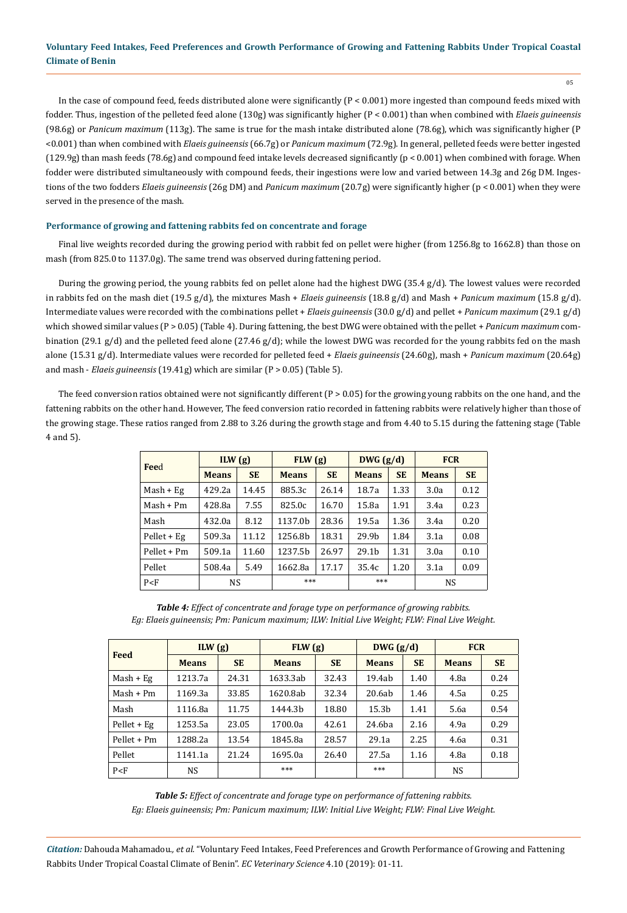In the case of compound feed, feeds distributed alone were significantly ($P < 0.001$) more ingested than compound feeds mixed with fodder. Thus, ingestion of the pelleted feed alone (130g) was significantly higher ($P < 0.001$) than when combined with *Elaeis guineensis* (98.6g) or *Panicum maximum* (113g). The same is true for the mash intake distributed alone (78.6g), which was significantly higher ($P < 0.001$) than when combined with *Elaeis guineensis* (66.7g) or *Panicum maximum* (72.9g). In general, pelleted feeds were better ingested (129.9g) than mash feeds (78.6g) and compound feed intake levels decreased significantly ($p < 0.001$) when combined with forage. When fodder were distributed simultaneously with compound feeds, their ingestions were low and varied between 14.3g and 26g DM. Ingestions of the two fodders *Elaeis guineensis* (26g DM) and *Panicum maximum* (20.7g) were significantly higher ($p < 0.001$) when they were served in the presence of the mash.

#### Performance of growing and fattening rabbits fed on concentrate and forage

Final live weights recorded during the growing period with rabbit fed on pellet were higher (from 1256.8g to 1662.8) than those on mash (from 825.0 to 1137.0g). The same trend was observed during fattening period.

During the growing period, the young rabbits fed on pellet alone had the highest DWG (35.4 g/d). The lowest values were recorded in rabbits fed on the mash diet (19.5 g/d), the mixtures Mash + *Elaeis guineensis* (18.8 g/d) and Mash + *Panicum maximum* (15.8 g/d). Intermediate values were recorded with the combinations pellet + *Elaeis guineensis* (30.0 g/d) and pellet + *Panicum maximum* (29.1 g/d) which showed similar values ($P > 0.05$) (Table 4). During fattening, the best DWG were obtained with the pellet + *Panicum maximum* combination (29.1 g/d) and the pelleted feed alone (27.46 g/d); while the lowest DWG was recorded for the young rabbits fed on the mash alone (15.31 g/d). Intermediate values were recorded for pelleted feed + *Elaeis guineensis* (24.60g), mash + *Panicum maximum* (20.64g) and mash - *Elaeis guineensis* (19.41g) which are similar ($P > 0.05$) (Table 5).

The feed conversion ratios obtained were not significantly different ($P > 0.05$) for the growing young rabbits on the one hand, and the fattening rabbits on the other hand. However, The feed conversion ratio recorded in fattening rabbits were relatively higher than those of the growing stage. These ratios ranged from 2.88 to 3.26 during the growth stage and from 4.40 to 5.15 during the fattening stage (Table 4 and 5).

| Feed | ILW (g) | | FLW (g) | | DWG (g/d) | | FCR | |
|---|---|---|---|---|---|---|---|---|
| | Means | SE | Means | SE | Means | SE | Means | SE |
| Mash + Eg | 429.2a | 14.45 | 885.3c | 26.14 | 18.7a | 1.33 | 3.0a | 0.12 |
| Mash + Pm | 428.8a | 7.55 | 825.0c | 16.70 | 15.8a | 1.91 | 3.4a | 0.23 |
| Mash | 432.0a | 8.12 | 1137.0b | 28.36 | 19.5a | 1.36 | 3.4a | 0.20 |
| Pellet + Eg | 509.3a | 11.12 | 1256.8b | 18.31 | 29.9b | 1.84 | 3.1a | 0.08 |
| Pellet + Pm | 509.1a | 11.60 | 1237.5b | 26.97 | 29.1b | 1.31 | 3.0a | 0.10 |
| Pellet | 508.4a | 5.49 | 1662.8a | 17.17 | 35.4c | 1.20 | 3.1a | 0.09 |
| P<F | NS | | *** | | *** | | NS | |

***Table 4:*** *Effect of concentrate and forage type on performance of growing rabbits.*
*Eg: Elaeis guineensis; Pm: Panicum maximum; ILW: Initial Live Weight; FLW: Final Live Weight.*

| Feed | ILW (g) | | FLW (g) | | DWG (g/d) | | FCR | |
|---|---|---|---|---|---|---|---|---|
| | Means | SE | Means | SE | Means | SE | Means | SE |
| Mash + Eg | 1213.7a | 24.31 | 1633.3ab | 32.43 | 19.4ab | 1.40 | 4.8a | 0.24 |
| Mash + Pm | 1169.3a | 33.85 | 1620.8ab | 32.34 | 20.6ab | 1.46 | 4.5a | 0.25 |
| Mash | 1116.8a | 11.75 | 1444.3b | 18.80 | 15.3b | 1.41 | 5.6a | 0.54 |
| Pellet + Eg | 1253.5a | 23.05 | 1700.0a | 42.61 | 24.6ba | 2.16 | 4.9a | 0.29 |
| Pellet + Pm | 1288.2a | 13.54 | 1845.8a | 28.57 | 29.1a | 2.25 | 4.6a | 0.31 |
| Pellet | 1141.1a | 21.24 | 1695.0a | 26.40 | 27.5a | 1.16 | 4.8a | 0.18 |
| P<F | NS | | *** | | *** | | NS | |

***Table 5:*** *Effect of concentrate and forage type on performance of fattening rabbits.*
*Eg: Elaeis guineensis; Pm: Panicum maximum; ILW: Initial Live Weight; FLW: Final Live Weight.*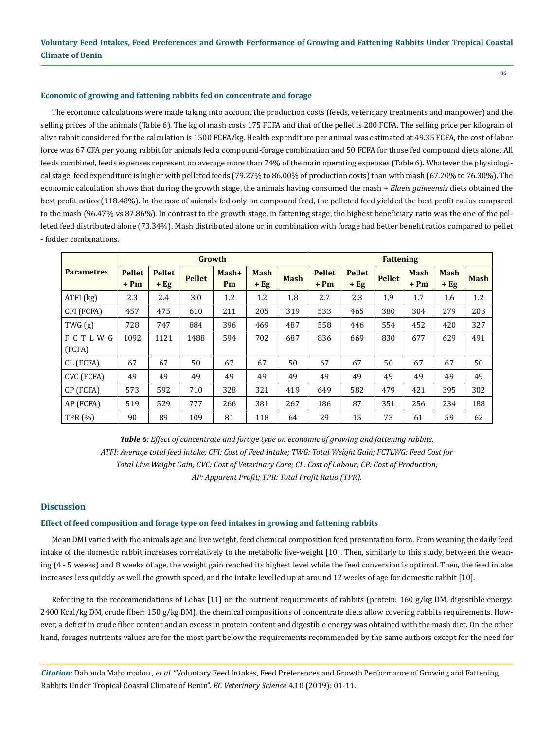### Economic of growing and fattening rabbits fed on concentrate and forage

The economic calculations were made taking into account the production costs (feeds, veterinary treatments and manpower) and the selling prices of the animals (Table 6). The kg of mash costs 175 FCFA and that of the pellet is 200 FCFA. The selling price per kilogram of alive rabbit considered for the calculation is 1500 FCFA/kg. Health expenditure per animal was estimated at 49.35 FCFA, the cost of labor force was 67 CFA per young rabbit for animals fed a compound-forage combination and 50 FCFA for those fed compound diets alone. All feeds combined, feeds expenses represent on average more than 74% of the main operating expenses (Table 6). Whatever the physiological stage, feed expenditure is higher with pelleted feeds (79.27% to 86.00% of production costs) than with mash (67.20% to 76.30%). The economic calculation shows that during the growth stage, the animals having consumed the mash + *Elaeis guineensis* diets obtained the best profit ratios (118.48%). In the case of animals fed only on compound feed, the pelleted feed yielded the best profit ratios compared to the mash (96.47% vs 87.86%). In contrast to the growth stage, in fattening stage, the highest beneficiary ratio was the one of the pelleted feed distributed alone (73.34%). Mash distributed alone or in combination with forage had better benefit ratios compared to pellet - fodder combinations.

| Parametres | Growth | | | | | | Fattening | | | | | |
|---|---|---|---|---|---|---|---|---|---|---|---|---|
| | Pellet + Pm | Pellet + Eg | Pellet | Mash+ Pm | Mash + Eg | Mash | Pellet + Pm | Pellet + Eg | Pellet | Mash + Pm | Mash + Eg | Mash |
| ATFI (kg) | 2.3 | 2.4 | 3.0 | 1.2 | 1.2 | 1.8 | 2.7 | 2.3 | 1.9 | 1.7 | 1.6 | 1.2 |
| CFI (FCFA) | 457 | 475 | 610 | 211 | 205 | 319 | 533 | 465 | 380 | 304 | 279 | 203 |
| TWG (g) | 728 | 747 | 884 | 396 | 469 | 487 | 558 | 446 | 554 | 452 | 420 | 327 |
| F C T L W G (FCFA) | 1092 | 1121 | 1488 | 594 | 702 | 687 | 836 | 669 | 830 | 677 | 629 | 491 |
| CL (FCFA) | 67 | 67 | 50 | 67 | 67 | 50 | 67 | 67 | 50 | 67 | 67 | 50 |
| CVC (FCFA) | 49 | 49 | 49 | 49 | 49 | 49 | 49 | 49 | 49 | 49 | 49 | 49 |
| CP (FCFA) | 573 | 592 | 710 | 328 | 321 | 419 | 649 | 582 | 479 | 421 | 395 | 302 |
| AP (FCFA) | 519 | 529 | 777 | 266 | 381 | 267 | 186 | 87 | 351 | 256 | 234 | 188 |
| TPR (%) | 90 | 89 | 109 | 81 | 118 | 64 | 29 | 15 | 73 | 61 | 59 | 62 |

***Table 6****: Effect of concentrate and forage type on economic of growing and fattening rabbits.*
*ATFI: Average total feed intake; CFI: Cost of Feed Intake; TWG: Total Weight Gain; FCTLWG: Feed Cost for Total Live Weight Gain; CVC: Cost of Veterinary Care; CL: Cost of Labour; CP: Cost of Production; AP: Apparent Profit; TPR: Total Profit Ratio (TPR).*

## Discussion

### Effect of feed composition and forage type on feed intakes in growing and fattening rabbits

Mean DMI varied with the animals age and live weight, feed chemical composition feed presentation form. From weaning the daily feed intake of the domestic rabbit increases correlatively to the metabolic live-weight [10]. Then, similarly to this study, between the weaning (4 - 5 weeks) and 8 weeks of age, the weight gain reached its highest level while the feed conversion is optimal. Then, the feed intake increases less quickly as well the growth speed, and the intake levelled up at around 12 weeks of age for domestic rabbit [10].

Referring to the recommendations of Lebas [11] on the nutrient requirements of rabbits (protein: 160 g/kg DM, digestible energy: 2400 Kcal/kg DM, crude fiber: 150 g/kg DM), the chemical compositions of concentrate diets allow covering rabbits requirements. However, a deficit in crude fiber content and an excess in protein content and digestible energy was obtained with the mash diet. On the other hand, forages nutrients values are for the most part below the requirements recommended by the same authors except for the need for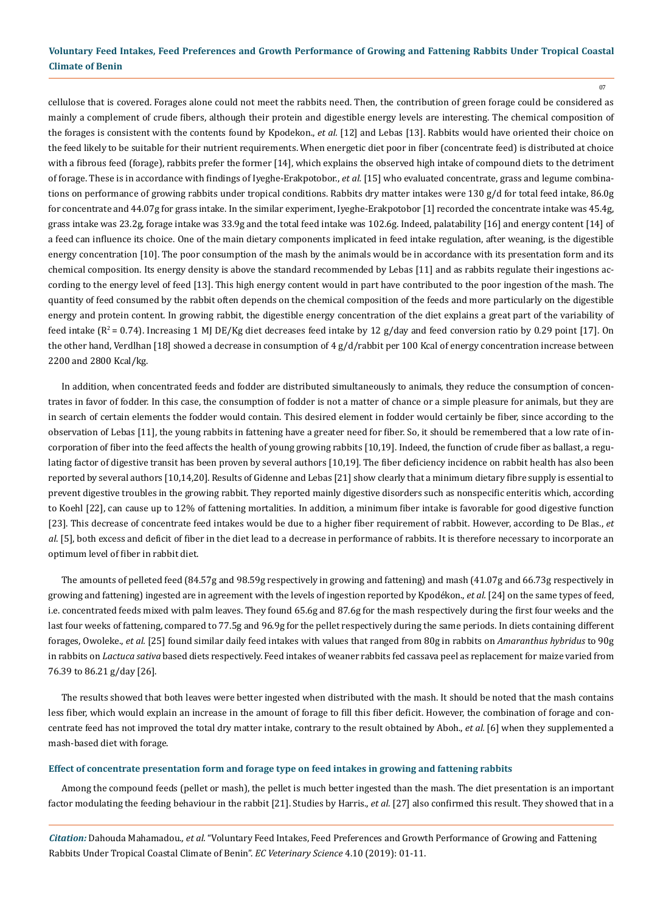cellulose that is covered. Forages alone could not meet the rabbits need. Then, the contribution of green forage could be considered as mainly a complement of crude fibers, although their protein and digestible energy levels are interesting. The chemical composition of the forages is consistent with the contents found by Kpodekon., *et al.* [12] and Lebas [13]. Rabbits would have oriented their choice on the feed likely to be suitable for their nutrient requirements. When energetic diet poor in fiber (concentrate feed) is distributed at choice with a fibrous feed (forage), rabbits prefer the former [14], which explains the observed high intake of compound diets to the detriment of forage. These is in accordance with findings of Iyeghe-Erakpotobor., *et al.* [15] who evaluated concentrate, grass and legume combinations on performance of growing rabbits under tropical conditions. Rabbits dry matter intakes were 130 g/d for total feed intake, 86.0g for concentrate and 44.07g for grass intake. In the similar experiment, Iyeghe-Erakpotobor [1] recorded the concentrate intake was 45.4g, grass intake was 23.2g, forage intake was 33.9g and the total feed intake was 102.6g. Indeed, palatability [16] and energy content [14] of a feed can influence its choice. One of the main dietary components implicated in feed intake regulation, after weaning, is the digestible energy concentration [10]. The poor consumption of the mash by the animals would be in accordance with its presentation form and its chemical composition. Its energy density is above the standard recommended by Lebas [11] and as rabbits regulate their ingestions according to the energy level of feed [13]. This high energy content would in part have contributed to the poor ingestion of the mash. The quantity of feed consumed by the rabbit often depends on the chemical composition of the feeds and more particularly on the digestible energy and protein content. In growing rabbit, the digestible energy concentration of the diet explains a great part of the variability of feed intake ($R^2 = 0.74$). Increasing 1 MJ DE/Kg diet decreases feed intake by 12 g/day and feed conversion ratio by 0.29 point [17]. On the other hand, Verdlhan [18] showed a decrease in consumption of 4 g/d/rabbit per 100 Kcal of energy concentration increase between 2200 and 2800 Kcal/kg.

In addition, when concentrated feeds and fodder are distributed simultaneously to animals, they reduce the consumption of concentrates in favor of fodder. In this case, the consumption of fodder is not a matter of chance or a simple pleasure for animals, but they are in search of certain elements the fodder would contain. This desired element in fodder would certainly be fiber, since according to the observation of Lebas [11], the young rabbits in fattening have a greater need for fiber. So, it should be remembered that a low rate of incorporation of fiber into the feed affects the health of young growing rabbits [10,19]. Indeed, the function of crude fiber as ballast, a regulating factor of digestive transit has been proven by several authors [10,19]. The fiber deficiency incidence on rabbit health has also been reported by several authors [10,14,20]. Results of Gidenne and Lebas [21] show clearly that a minimum dietary fibre supply is essential to prevent digestive troubles in the growing rabbit. They reported mainly digestive disorders such as nonspecific enteritis which, according to Koehl [22], can cause up to 12% of fattening mortalities. In addition, a minimum fiber intake is favorable for good digestive function [23]. This decrease of concentrate feed intakes would be due to a higher fiber requirement of rabbit. However, according to De Blas., *et al.* [5], both excess and deficit of fiber in the diet lead to a decrease in performance of rabbits. It is therefore necessary to incorporate an optimum level of fiber in rabbit diet.

The amounts of pelleted feed (84.57g and 98.59g respectively in growing and fattening) and mash (41.07g and 66.73g respectively in growing and fattening) ingested are in agreement with the levels of ingestion reported by Kpodékon., *et al.* [24] on the same types of feed, i.e. concentrated feeds mixed with palm leaves. They found 65.6g and 87.6g for the mash respectively during the first four weeks and the last four weeks of fattening, compared to 77.5g and 96.9g for the pellet respectively during the same periods. In diets containing different forages, Owoleke., *et al.* [25] found similar daily feed intakes with values that ranged from 80g in rabbits on *Amaranthus hybridus* to 90g in rabbits on *Lactuca sativa* based diets respectively. Feed intakes of weaner rabbits fed cassava peel as replacement for maize varied from 76.39 to 86.21 g/day [26].

The results showed that both leaves were better ingested when distributed with the mash. It should be noted that the mash contains less fiber, which would explain an increase in the amount of forage to fill this fiber deficit. However, the combination of forage and concentrate feed has not improved the total dry matter intake, contrary to the result obtained by Aboh., *et al.* [6] when they supplemented a mash-based diet with forage.

#### Effect of concentrate presentation form and forage type on feed intakes in growing and fattening rabbits

Among the compound feeds (pellet or mash), the pellet is much better ingested than the mash. The diet presentation is an important factor modulating the feeding behaviour in the rabbit [21]. Studies by Harris., *et al.* [27] also confirmed this result. They showed that in a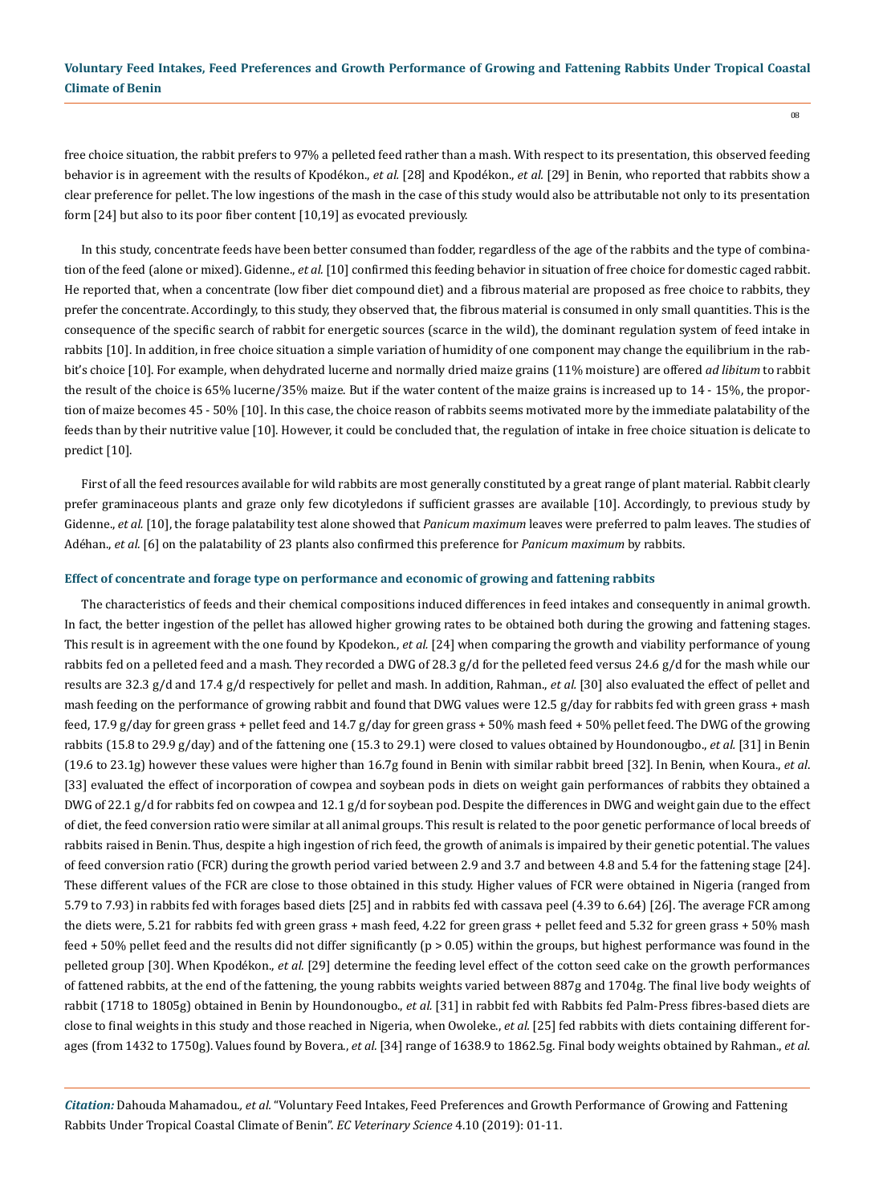free choice situation, the rabbit prefers to 97% a pelleted feed rather than a mash. With respect to its presentation, this observed feeding behavior is in agreement with the results of Kpodékon., *et al.* [28] and Kpodékon., *et al.* [29] in Benin, who reported that rabbits show a clear preference for pellet. The low ingestions of the mash in the case of this study would also be attributable not only to its presentation form [24] but also to its poor fiber content [10,19] as evocated previously.

In this study, concentrate feeds have been better consumed than fodder, regardless of the age of the rabbits and the type of combination of the feed (alone or mixed). Gidenne., *et al.* [10] confirmed this feeding behavior in situation of free choice for domestic caged rabbit. He reported that, when a concentrate (low fiber diet compound diet) and a fibrous material are proposed as free choice to rabbits, they prefer the concentrate. Accordingly, to this study, they observed that, the fibrous material is consumed in only small quantities. This is the consequence of the specific search of rabbit for energetic sources (scarce in the wild), the dominant regulation system of feed intake in rabbits [10]. In addition, in free choice situation a simple variation of humidity of one component may change the equilibrium in the rabbit's choice [10]. For example, when dehydrated lucerne and normally dried maize grains (11% moisture) are offered *ad libitum* to rabbit the result of the choice is 65% lucerne/35% maize. But if the water content of the maize grains is increased up to 14 - 15%, the proportion of maize becomes 45 - 50% [10]. In this case, the choice reason of rabbits seems motivated more by the immediate palatability of the feeds than by their nutritive value [10]. However, it could be concluded that, the regulation of intake in free choice situation is delicate to predict [10].

First of all the feed resources available for wild rabbits are most generally constituted by a great range of plant material. Rabbit clearly prefer graminaceous plants and graze only few dicotyledons if sufficient grasses are available [10]. Accordingly, to previous study by Gidenne., *et al.* [10], the forage palatability test alone showed that *Panicum maximum* leaves were preferred to palm leaves. The studies of Adéhan., *et al.* [6] on the palatability of 23 plants also confirmed this preference for *Panicum maximum* by rabbits.

### Effect of concentrate and forage type on performance and economic of growing and fattening rabbits

The characteristics of feeds and their chemical compositions induced differences in feed intakes and consequently in animal growth. In fact, the better ingestion of the pellet has allowed higher growing rates to be obtained both during the growing and fattening stages. This result is in agreement with the one found by Kpodekon., *et al.* [24] when comparing the growth and viability performance of young rabbits fed on a pelleted feed and a mash. They recorded a DWG of 28.3 g/d for the pelleted feed versus 24.6 g/d for the mash while our results are 32.3 g/d and 17.4 g/d respectively for pellet and mash. In addition, Rahman., *et al.* [30] also evaluated the effect of pellet and mash feeding on the performance of growing rabbit and found that DWG values were 12.5 g/day for rabbits fed with green grass + mash feed, 17.9 g/day for green grass + pellet feed and 14.7 g/day for green grass + 50% mash feed + 50% pellet feed. The DWG of the growing rabbits (15.8 to 29.9 g/day) and of the fattening one (15.3 to 29.1) were closed to values obtained by Houndonougbo., *et al.* [31] in Benin (19.6 to 23.1g) however these values were higher than 16.7g found in Benin with similar rabbit breed [32]. In Benin, when Koura., *et al.* [33] evaluated the effect of incorporation of cowpea and soybean pods in diets on weight gain performances of rabbits they obtained a DWG of 22.1 g/d for rabbits fed on cowpea and 12.1 g/d for soybean pod. Despite the differences in DWG and weight gain due to the effect of diet, the feed conversion ratio were similar at all animal groups. This result is related to the poor genetic performance of local breeds of rabbits raised in Benin. Thus, despite a high ingestion of rich feed, the growth of animals is impaired by their genetic potential. The values of feed conversion ratio (FCR) during the growth period varied between 2.9 and 3.7 and between 4.8 and 5.4 for the fattening stage [24]. These different values of the FCR are close to those obtained in this study. Higher values of FCR were obtained in Nigeria (ranged from 5.79 to 7.93) in rabbits fed with forages based diets [25] and in rabbits fed with cassava peel (4.39 to 6.64) [26]. The average FCR among the diets were, 5.21 for rabbits fed with green grass + mash feed, 4.22 for green grass + pellet feed and 5.32 for green grass + 50% mash feed + 50% pellet feed and the results did not differ significantly ($p > 0.05$) within the groups, but highest performance was found in the pelleted group [30]. When Kpodékon., *et al.* [29] determine the feeding level effect of the cotton seed cake on the growth performances of fattened rabbits, at the end of the fattening, the young rabbits weights varied between 887g and 1704g. The final live body weights of rabbit (1718 to 1805g) obtained in Benin by Houndonougbo., *et al.* [31] in rabbit fed with Rabbits fed Palm-Press fibres-based diets are close to final weights in this study and those reached in Nigeria, when Owoleke., *et al.* [25] fed rabbits with diets containing different forages (from 1432 to 1750g). Values found by Bovera., *et al.* [34] range of 1638.9 to 1862.5g. Final body weights obtained by Rahman., *et al.*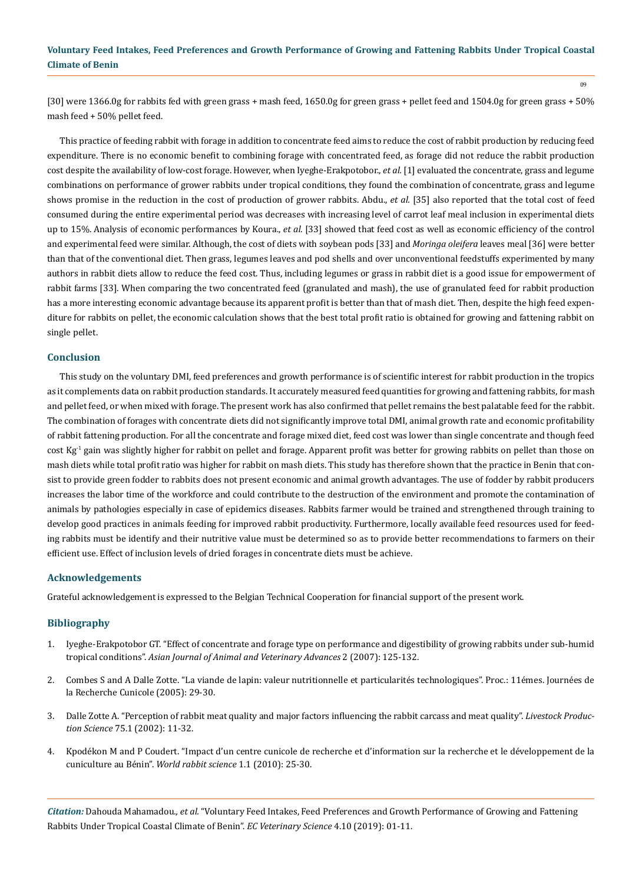[30] were 1366.0g for rabbits fed with green grass + mash feed, 1650.0g for green grass + pellet feed and 1504.0g for green grass + 50% mash feed + 50% pellet feed.

This practice of feeding rabbit with forage in addition to concentrate feed aims to reduce the cost of rabbit production by reducing feed expenditure. There is no economic benefit to combining forage with concentrated feed, as forage did not reduce the rabbit production cost despite the availability of low-cost forage. However, when Iyeghe-Erakpotobor., *et al.* [1] evaluated the concentrate, grass and legume combinations on performance of grower rabbits under tropical conditions, they found the combination of concentrate, grass and legume shows promise in the reduction in the cost of production of grower rabbits. Abdu., *et al.* [35] also reported that the total cost of feed consumed during the entire experimental period was decreases with increasing level of carrot leaf meal inclusion in experimental diets up to 15%. Analysis of economic performances by Koura., *et al.* [33] showed that feed cost as well as economic efficiency of the control and experimental feed were similar. Although, the cost of diets with soybean pods [33] and *Moringa oleifera* leaves meal [36] were better than that of the conventional diet. Then grass, legumes leaves and pod shells and over unconventional feedstuffs experimented by many authors in rabbit diets allow to reduce the feed cost. Thus, including legumes or grass in rabbit diet is a good issue for empowerment of rabbit farms [33]. When comparing the two concentrated feed (granulated and mash), the use of granulated feed for rabbit production has a more interesting economic advantage because its apparent profit is better than that of mash diet. Then, despite the high feed expenditure for rabbits on pellet, the economic calculation shows that the best total profit ratio is obtained for growing and fattening rabbit on single pellet.

## Conclusion

This study on the voluntary DMI, feed preferences and growth performance is of scientific interest for rabbit production in the tropics as it complements data on rabbit production standards. It accurately measured feed quantities for growing and fattening rabbits, for mash and pellet feed, or when mixed with forage. The present work has also confirmed that pellet remains the best palatable feed for the rabbit. The combination of forages with concentrate diets did not significantly improve total DMI, animal growth rate and economic profitability of rabbit fattening production. For all the concentrate and forage mixed diet, feed cost was lower than single concentrate and though feed cost $Kg^{-1}$ gain was slightly higher for rabbit on pellet and forage. Apparent profit was better for growing rabbits on pellet than those on mash diets while total profit ratio was higher for rabbit on mash diets. This study has therefore shown that the practice in Benin that consist to provide green fodder to rabbits does not present economic and animal growth advantages. The use of fodder by rabbit producers increases the labor time of the workforce and could contribute to the destruction of the environment and promote the contamination of animals by pathologies especially in case of epidemics diseases. Rabbits farmer would be trained and strengthened through training to develop good practices in animals feeding for improved rabbit productivity. Furthermore, locally available feed resources used for feeding rabbits must be identify and their nutritive value must be determined so as to provide better recommendations to farmers on their efficient use. Effect of inclusion levels of dried forages in concentrate diets must be achieve.

## Acknowledgements

Grateful acknowledgement is expressed to the Belgian Technical Cooperation for financial support of the present work.

## Bibliography

1. Iyeghe-Erakpotobor GT. "Effect of concentrate and forage type on performance and digestibility of growing rabbits under sub-humid tropical conditions". *Asian Journal of Animal and Veterinary Advances* 2 (2007): 125-132.
2. Combes S and A Dalle Zotte. "La viande de lapin: valeur nutritionnelle et particularités technologiques". Proc.: 11émes. Journées de la Recherche Cunicole (2005): 29-30.
3. Dalle Zotte A. "Perception of rabbit meat quality and major factors influencing the rabbit carcass and meat quality". *Livestock Production Science* 75.1 (2002): 11-32.
4. Kpodékon M and P Coudert. "Impact d'un centre cunicole de recherche et d'information sur la recherche et le développement de la cuniculture au Bénin". *World rabbit science* 1.1 (2010): 25-30.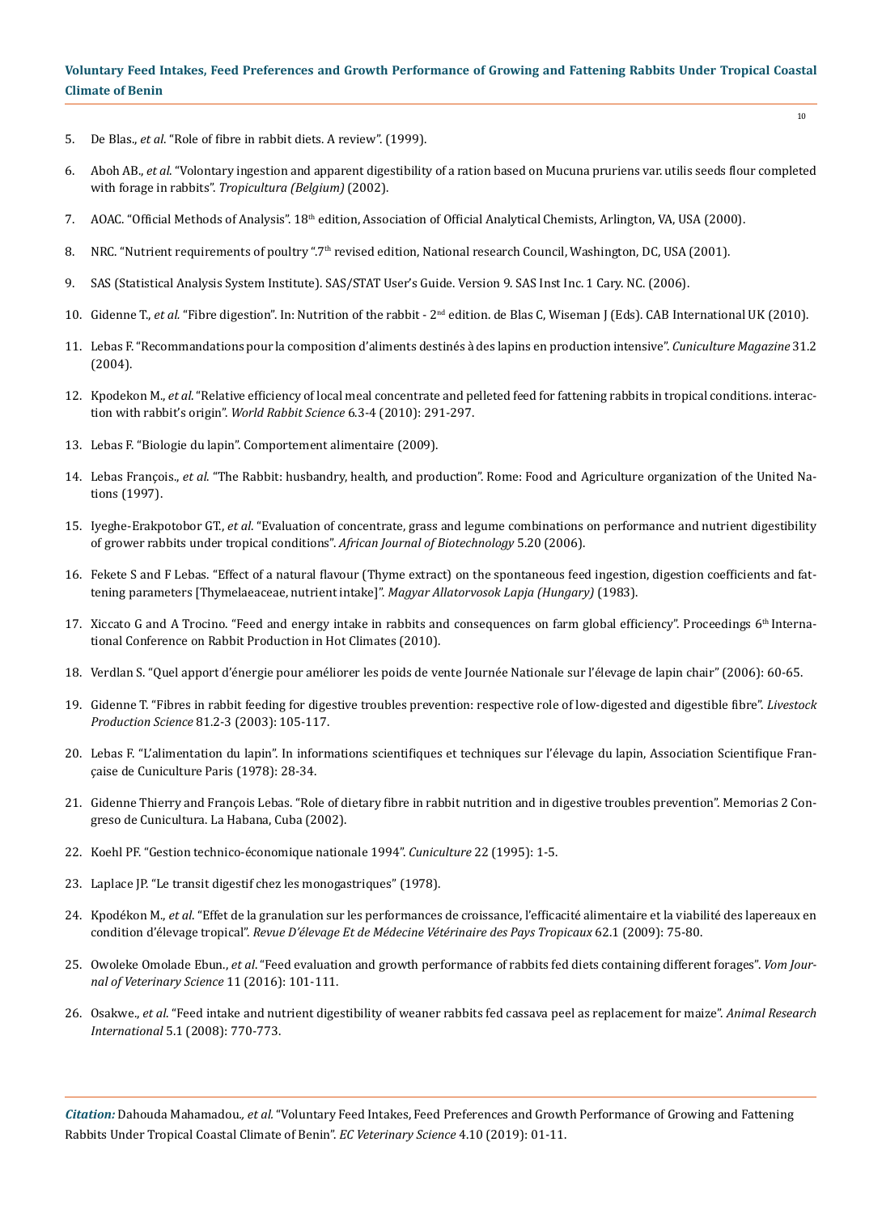5. De Blas., *et al*. "Role of fibre in rabbit diets. A review". (1999).
6. Aboh AB., *et al*. "Volontary ingestion and apparent digestibility of a ration based on Mucuna pruriens var. utilis seeds flour completed with forage in rabbits". *Tropicultura (Belgium)* (2002).
7. AOAC. "Official Methods of Analysis". 18th edition, Association of Official Analytical Chemists, Arlington, VA, USA (2000).
8. NRC. "Nutrient requirements of poultry ".7th revised edition, National research Council, Washington, DC, USA (2001).
9. SAS (Statistical Analysis System Institute). SAS/STAT User's Guide. Version 9. SAS Inst Inc. 1 Cary. NC. (2006).
10. Gidenne T., *et al*. "Fibre digestion". In: Nutrition of the rabbit - 2nd edition. de Blas C, Wiseman J (Eds). CAB International UK (2010).
11. Lebas F. "Recommandations pour la composition d'aliments destinés à des lapins en production intensive". *Cuniculture Magazine* 31.2 (2004).
12. Kpodekon M., *et al*. "Relative efficiency of local meal concentrate and pelleted feed for fattening rabbits in tropical conditions. interaction with rabbit's origin". *World Rabbit Science* 6.3-4 (2010): 291-297.
13. Lebas F. "Biologie du lapin". Comportement alimentaire (2009).
14. Lebas François., *et al*. "The Rabbit: husbandry, health, and production". Rome: Food and Agriculture organization of the United Nations (1997).
15. Iyeghe-Erakpotobor GT., *et al*. "Evaluation of concentrate, grass and legume combinations on performance and nutrient digestibility of grower rabbits under tropical conditions". *African Journal of Biotechnology* 5.20 (2006).
16. Fekete S and F Lebas. "Effect of a natural flavour (Thyme extract) on the spontaneous feed ingestion, digestion coefficients and fattening parameters [Thymelaeaceae, nutrient intake]". *Magyar Allatorvosok Lapja (Hungary)* (1983).
17. Xiccato G and A Trocino. "Feed and energy intake in rabbits and consequences on farm global efficiency". Proceedings 6th International Conference on Rabbit Production in Hot Climates (2010).
18. Verdlan S. "Quel apport d'énergie pour améliorer les poids de vente Journée Nationale sur l'élevage de lapin chair" (2006): 60-65.
19. Gidenne T. "Fibres in rabbit feeding for digestive troubles prevention: respective role of low-digested and digestible fibre". *Livestock Production Science* 81.2-3 (2003): 105-117.
20. Lebas F. "L'alimentation du lapin". In informations scientifiques et techniques sur l'élevage du lapin, Association Scientifique Française de Cuniculture Paris (1978): 28-34.
21. Gidenne Thierry and François Lebas. "Role of dietary fibre in rabbit nutrition and in digestive troubles prevention". Memorias 2 Congreso de Cunicultura. La Habana, Cuba (2002).
22. Koehl PF. "Gestion technico-économique nationale 1994". *Cuniculture* 22 (1995): 1-5.
23. Laplace JP. "Le transit digestif chez les monogastriques" (1978).
24. Kpodékon M., *et al*. "Effet de la granulation sur les performances de croissance, l'efficacité alimentaire et la viabilité des lapereaux en condition d'élevage tropical". *Revue D'élevage Et de Médecine Vétérinaire des Pays Tropicaux* 62.1 (2009): 75-80.
25. Owoleke Omolade Ebun., *et al*. "Feed evaluation and growth performance of rabbits fed diets containing different forages". *Vom Journal of Veterinary Science* 11 (2016): 101-111.
26. Osakwe., *et al*. "Feed intake and nutrient digestibility of weaner rabbits fed cassava peel as replacement for maize". *Animal Research International* 5.1 (2008): 770-773.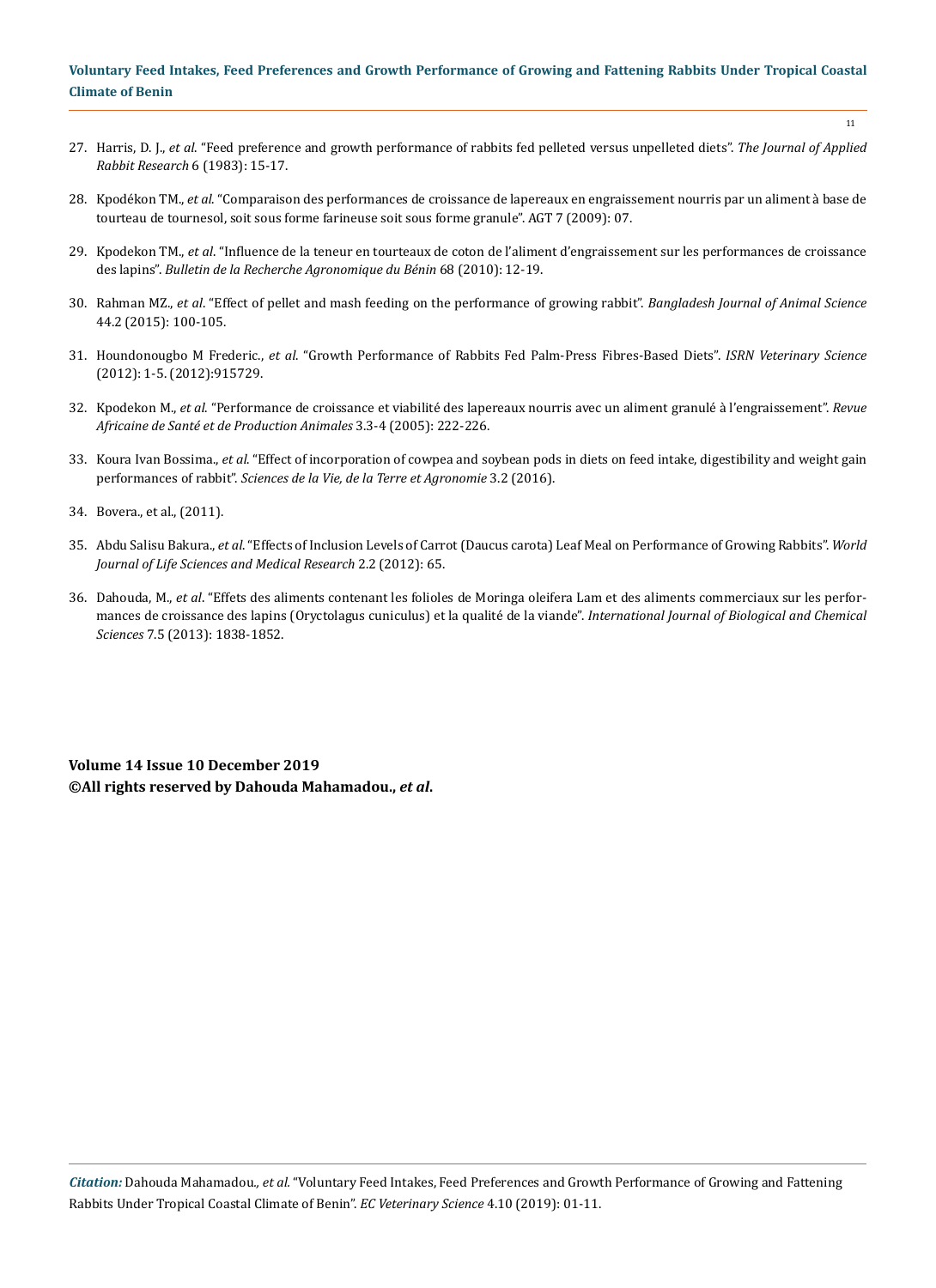27. Harris, D. J., *et al*. "Feed preference and growth performance of rabbits fed pelleted versus unpelleted diets". *The Journal of Applied Rabbit Research* 6 (1983): 15-17.

28. Kpodékon TM., *et al.* "Comparaison des performances de croissance de lapereaux en engraissement nourris par un aliment à base de tourteau de tournesol, soit sous forme farineuse soit sous forme granule". AGT 7 (2009): 07.

29. Kpodekon TM., *et al*. "Influence de la teneur en tourteaux de coton de l'aliment d'engraissement sur les performances de croissance des lapins". *Bulletin de la Recherche Agronomique du Bénin* 68 (2010): 12-19.

30. Rahman MZ., *et al*. "Effect of pellet and mash feeding on the performance of growing rabbit". *Bangladesh Journal of Animal Science* 44.2 (2015): 100-105.

31. Houndonougbo M Frederic., *et al*. "Growth Performance of Rabbits Fed Palm-Press Fibres-Based Diets". *ISRN Veterinary Science* (2012): 1-5. (2012):915729.

32. Kpodekon M., *et al.* "Performance de croissance et viabilité des lapereaux nourris avec un aliment granulé à l'engraissement". *Revue Africaine de Santé et de Production Animales* 3.3-4 (2005): 222-226.

33. Koura Ivan Bossima., *et al*. "Effect of incorporation of cowpea and soybean pods in diets on feed intake, digestibility and weight gain performances of rabbit". *Sciences de la Vie, de la Terre et Agronomie* 3.2 (2016).

34. Bovera., et al., (2011).

35. Abdu Salisu Bakura., *et al*. "Effects of Inclusion Levels of Carrot (Daucus carota) Leaf Meal on Performance of Growing Rabbits". *World Journal of Life Sciences and Medical Research* 2.2 (2012): 65.

36. Dahouda, M., *et al*. "Effets des aliments contenant les folioles de Moringa oleifera Lam et des aliments commerciaux sur les performances de croissance des lapins (Oryctolagus cuniculus) et la qualité de la viande". *International Journal of Biological and Chemical Sciences* 7.5 (2013): 1838-1852.

**Volume 14 Issue 10 December 2019**
**©All rights reserved by Dahouda Mahamadou.,** ***et al*****.**